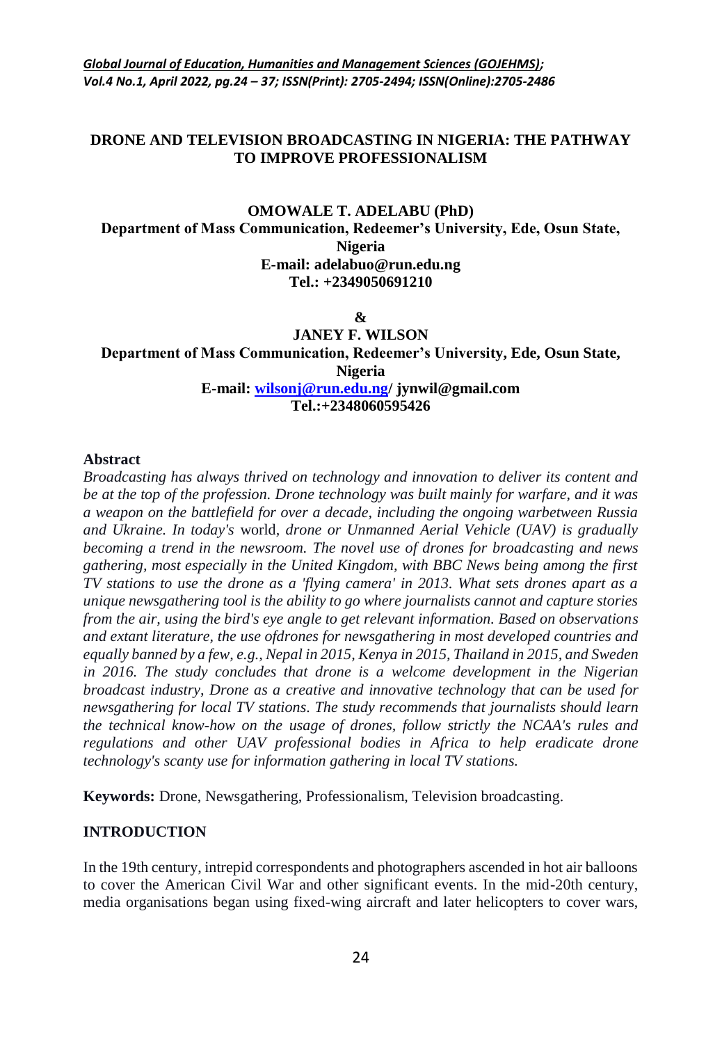# DRONE AND TELEVISION BROADCASTING IN NIGERIA: THE PATHWAY TO IMPROVE PROFESSIONALISM

**OMOWALE T. ADELABU (PhD)**
**Department of Mass Communication, Redeemer's University, Ede, Osun State, Nigeria**
**E-mail: adelabuo@run.edu.ng**
**Tel.: +2349050691210**

**&**

**JANEY F. WILSON**
**Department of Mass Communication, Redeemer's University, Ede, Osun State, Nigeria**
**E-mail: wilsonj@run.edu.ng/ jynwil@gmail.com**
**Tel.:+2348060595426**

## Abstract

*Broadcasting has always thrived on technology and innovation to deliver its content and be at the top of the profession. Drone technology was built mainly for warfare, and it was a weapon on the battlefield for over a decade, including the ongoing warbetween Russia and Ukraine. In today's* world, *drone or Unmanned Aerial Vehicle (UAV) is gradually becoming a trend in the newsroom. The novel use of drones for broadcasting and news gathering, most especially in the United Kingdom, with BBC News being among the first TV stations to use the drone as a 'flying camera' in 2013. What sets drones apart as a unique newsgathering tool is the ability to go where journalists cannot and capture stories from the air, using the bird's eye angle to get relevant information. Based on observations and extant literature, the use ofdrones for newsgathering in most developed countries and equally banned by a few, e.g., Nepal in 2015, Kenya in 2015, Thailand in 2015, and Sweden in 2016. The study concludes that drone is a welcome development in the Nigerian broadcast industry, Drone as a creative and innovative technology that can be used for newsgathering for local TV stations. The study recommends that journalists should learn the technical know-how on the usage of drones, follow strictly the NCAA's rules and regulations and other UAV professional bodies in Africa to help eradicate drone technology's scanty use for information gathering in local TV stations.*

**Keywords:** Drone, Newsgathering, Professionalism, Television broadcasting.

## INTRODUCTION

In the 19th century, intrepid correspondents and photographers ascended in hot air balloons to cover the American Civil War and other significant events. In the mid-20th century, media organisations began using fixed-wing aircraft and later helicopters to cover wars,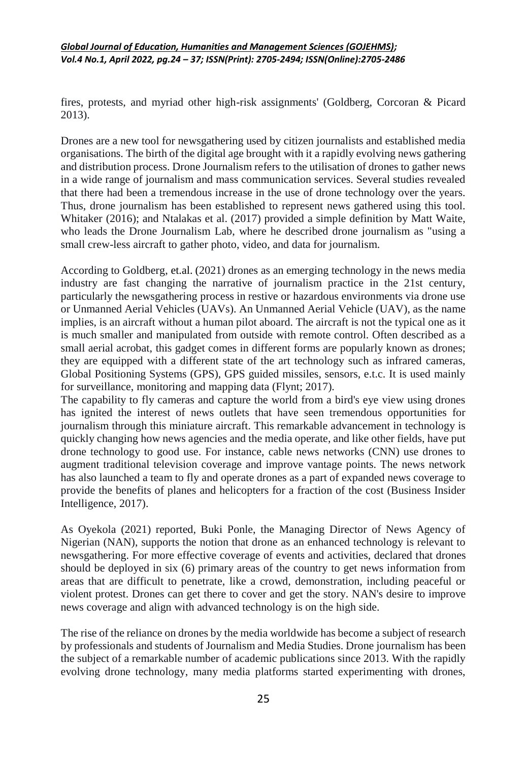fires, protests, and myriad other high-risk assignments' (Goldberg, Corcoran & Picard 2013).

Drones are a new tool for newsgathering used by citizen journalists and established media organisations. The birth of the digital age brought with it a rapidly evolving news gathering and distribution process. Drone Journalism refers to the utilisation of drones to gather news in a wide range of journalism and mass communication services. Several studies revealed that there had been a tremendous increase in the use of drone technology over the years. Thus, drone journalism has been established to represent news gathered using this tool. Whitaker (2016); and Ntalakas et al. (2017) provided a simple definition by Matt Waite, who leads the Drone Journalism Lab, where he described drone journalism as "using a small crew-less aircraft to gather photo, video, and data for journalism.

According to Goldberg, et.al. (2021) drones as an emerging technology in the news media industry are fast changing the narrative of journalism practice in the 21st century, particularly the newsgathering process in restive or hazardous environments via drone use or Unmanned Aerial Vehicles (UAVs). An Unmanned Aerial Vehicle (UAV), as the name implies, is an aircraft without a human pilot aboard. The aircraft is not the typical one as it is much smaller and manipulated from outside with remote control. Often described as a small aerial acrobat, this gadget comes in different forms are popularly known as drones; they are equipped with a different state of the art technology such as infrared cameras, Global Positioning Systems (GPS), GPS guided missiles, sensors, e.t.c. It is used mainly for surveillance, monitoring and mapping data (Flynt; 2017).

The capability to fly cameras and capture the world from a bird's eye view using drones has ignited the interest of news outlets that have seen tremendous opportunities for journalism through this miniature aircraft. This remarkable advancement in technology is quickly changing how news agencies and the media operate, and like other fields, have put drone technology to good use. For instance, cable news networks (CNN) use drones to augment traditional television coverage and improve vantage points. The news network has also launched a team to fly and operate drones as a part of expanded news coverage to provide the benefits of planes and helicopters for a fraction of the cost (Business Insider Intelligence, 2017).

As Oyekola (2021) reported, Buki Ponle, the Managing Director of News Agency of Nigerian (NAN), supports the notion that drone as an enhanced technology is relevant to newsgathering. For more effective coverage of events and activities, declared that drones should be deployed in six (6) primary areas of the country to get news information from areas that are difficult to penetrate, like a crowd, demonstration, including peaceful or violent protest. Drones can get there to cover and get the story. NAN's desire to improve news coverage and align with advanced technology is on the high side.

The rise of the reliance on drones by the media worldwide has become a subject of research by professionals and students of Journalism and Media Studies. Drone journalism has been the subject of a remarkable number of academic publications since 2013. With the rapidly evolving drone technology, many media platforms started experimenting with drones,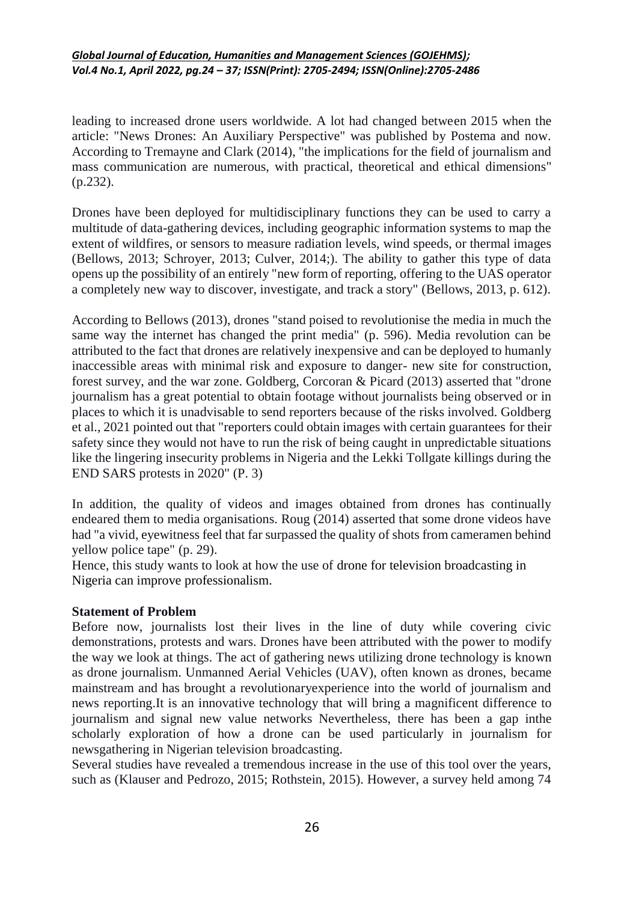leading to increased drone users worldwide. A lot had changed between 2015 when the article: "News Drones: An Auxiliary Perspective" was published by Postema and now. According to Tremayne and Clark (2014), "the implications for the field of journalism and mass communication are numerous, with practical, theoretical and ethical dimensions" (p.232).

Drones have been deployed for multidisciplinary functions they can be used to carry a multitude of data-gathering devices, including geographic information systems to map the extent of wildfires, or sensors to measure radiation levels, wind speeds, or thermal images (Bellows, 2013; Schroyer, 2013; Culver, 2014;). The ability to gather this type of data opens up the possibility of an entirely "new form of reporting, offering to the UAS operator a completely new way to discover, investigate, and track a story" (Bellows, 2013, p. 612).

According to Bellows (2013), drones "stand poised to revolutionise the media in much the same way the internet has changed the print media" (p. 596). Media revolution can be attributed to the fact that drones are relatively inexpensive and can be deployed to humanly inaccessible areas with minimal risk and exposure to danger- new site for construction, forest survey, and the war zone. Goldberg, Corcoran & Picard (2013) asserted that "drone journalism has a great potential to obtain footage without journalists being observed or in places to which it is unadvisable to send reporters because of the risks involved. Goldberg et al., 2021 pointed out that "reporters could obtain images with certain guarantees for their safety since they would not have to run the risk of being caught in unpredictable situations like the lingering insecurity problems in Nigeria and the Lekki Tollgate killings during the END SARS protests in 2020" (P. 3)

In addition, the quality of videos and images obtained from drones has continually endeared them to media organisations. Roug (2014) asserted that some drone videos have had "a vivid, eyewitness feel that far surpassed the quality of shots from cameramen behind yellow police tape" (p. 29).

Hence, this study wants to look at how the use of drone for television broadcasting in Nigeria can improve professionalism.

**Statement of Problem**

Before now, journalists lost their lives in the line of duty while covering civic demonstrations, protests and wars. Drones have been attributed with the power to modify the way we look at things. The act of gathering news utilizing drone technology is known as drone journalism. Unmanned Aerial Vehicles (UAV), often known as drones, became mainstream and has brought a revolutionaryexperience into the world of journalism and news reporting.It is an innovative technology that will bring a magnificent difference to journalism and signal new value networks Nevertheless, there has been a gap inthe scholarly exploration of how a drone can be used particularly in journalism for newsgathering in Nigerian television broadcasting.

Several studies have revealed a tremendous increase in the use of this tool over the years, such as (Klauser and Pedrozo, 2015; Rothstein, 2015). However, a survey held among 74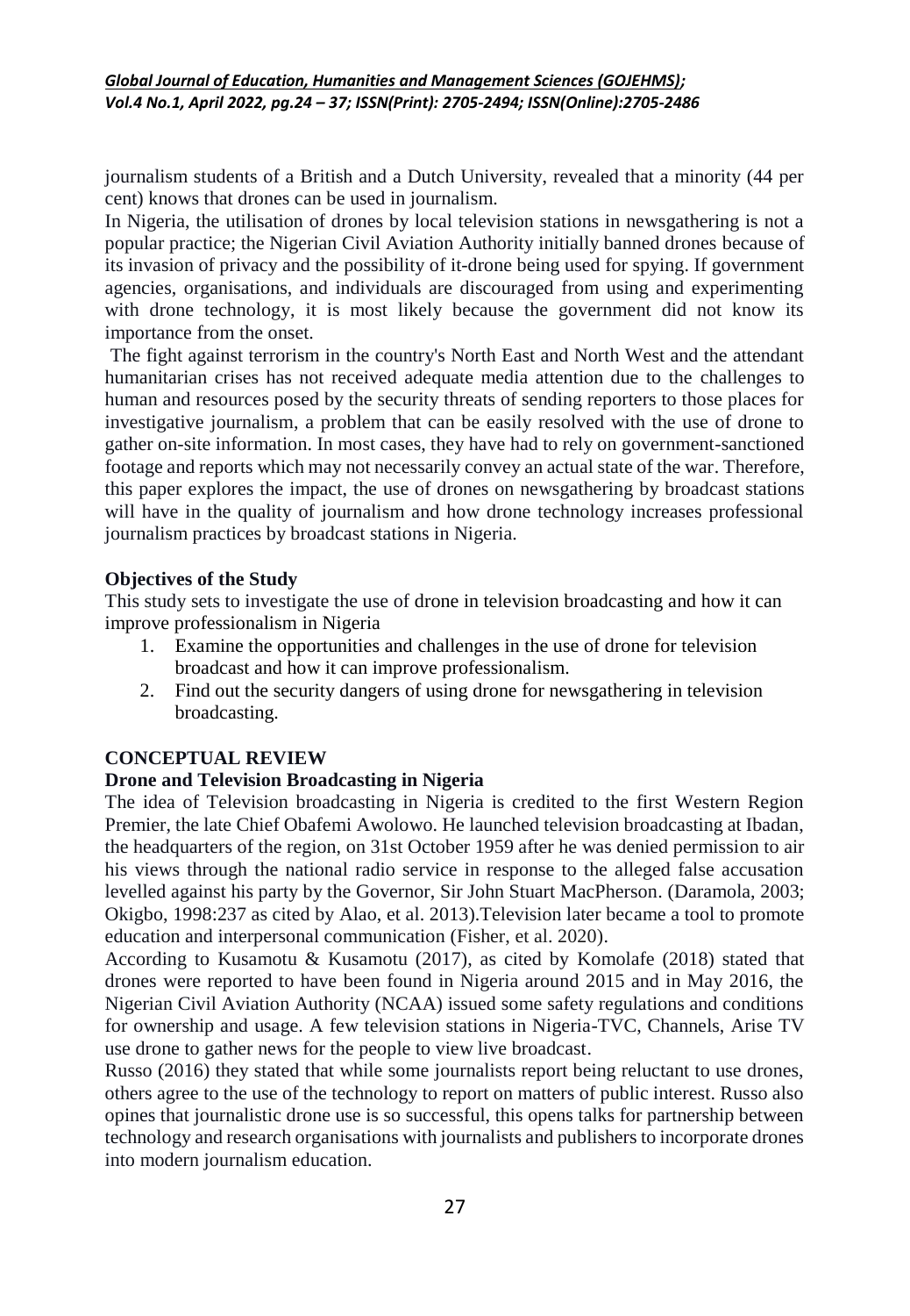journalism students of a British and a Dutch University, revealed that a minority (44 per cent) knows that drones can be used in journalism.

In Nigeria, the utilisation of drones by local television stations in newsgathering is not a popular practice; the Nigerian Civil Aviation Authority initially banned drones because of its invasion of privacy and the possibility of it-drone being used for spying. If government agencies, organisations, and individuals are discouraged from using and experimenting with drone technology, it is most likely because the government did not know its importance from the onset.

The fight against terrorism in the country's North East and North West and the attendant humanitarian crises has not received adequate media attention due to the challenges to human and resources posed by the security threats of sending reporters to those places for investigative journalism, a problem that can be easily resolved with the use of drone to gather on-site information. In most cases, they have had to rely on government-sanctioned footage and reports which may not necessarily convey an actual state of the war. Therefore, this paper explores the impact, the use of drones on newsgathering by broadcast stations will have in the quality of journalism and how drone technology increases professional journalism practices by broadcast stations in Nigeria.

### Objectives of the Study

This study sets to investigate the use of drone in television broadcasting and how it can improve professionalism in Nigeria

1. Examine the opportunities and challenges in the use of drone for television broadcast and how it can improve professionalism.
2. Find out the security dangers of using drone for newsgathering in television broadcasting.

## CONCEPTUAL REVIEW

### Drone and Television Broadcasting in Nigeria

The idea of Television broadcasting in Nigeria is credited to the first Western Region Premier, the late Chief Obafemi Awolowo. He launched television broadcasting at Ibadan, the headquarters of the region, on 31st October 1959 after he was denied permission to air his views through the national radio service in response to the alleged false accusation levelled against his party by the Governor, Sir John Stuart MacPherson. (Daramola, 2003; Okigbo, 1998:237 as cited by Alao, et al. 2013).Television later became a tool to promote education and interpersonal communication (Fisher, et al. 2020).

According to Kusamotu & Kusamotu (2017), as cited by Komolafe (2018) stated that drones were reported to have been found in Nigeria around 2015 and in May 2016, the Nigerian Civil Aviation Authority (NCAA) issued some safety regulations and conditions for ownership and usage. A few television stations in Nigeria-TVC, Channels, Arise TV use drone to gather news for the people to view live broadcast.

Russo (2016) they stated that while some journalists report being reluctant to use drones, others agree to the use of the technology to report on matters of public interest. Russo also opines that journalistic drone use is so successful, this opens talks for partnership between technology and research organisations with journalists and publishers to incorporate drones into modern journalism education.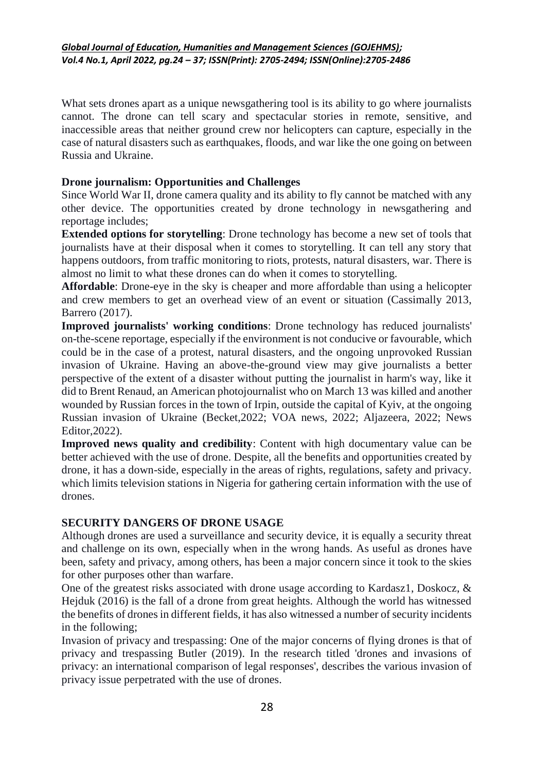What sets drones apart as a unique newsgathering tool is its ability to go where journalists cannot. The drone can tell scary and spectacular stories in remote, sensitive, and inaccessible areas that neither ground crew nor helicopters can capture, especially in the case of natural disasters such as earthquakes, floods, and war like the one going on between Russia and Ukraine.

**Drone journalism: Opportunities and Challenges**

Since World War II, drone camera quality and its ability to fly cannot be matched with any other device. The opportunities created by drone technology in newsgathering and reportage includes;

**Extended options for storytelling**: Drone technology has become a new set of tools that journalists have at their disposal when it comes to storytelling. It can tell any story that happens outdoors, from traffic monitoring to riots, protests, natural disasters, war. There is almost no limit to what these drones can do when it comes to storytelling.

**Affordable**: Drone-eye in the sky is cheaper and more affordable than using a helicopter and crew members to get an overhead view of an event or situation (Cassimally 2013, Barrero (2017).

**Improved journalists' working conditions**: Drone technology has reduced journalists' on-the-scene reportage, especially if the environment is not conducive or favourable, which could be in the case of a protest, natural disasters, and the ongoing unprovoked Russian invasion of Ukraine. Having an above-the-ground view may give journalists a better perspective of the extent of a disaster without putting the journalist in harm's way, like it did to Brent Renaud, an American photojournalist who on March 13 was killed and another wounded by Russian forces in the town of Irpin, outside the capital of Kyiv, at the ongoing Russian invasion of Ukraine (Becket,2022; VOA news, 2022; Aljazeera, 2022; News Editor,2022).

**Improved news quality and credibility**: Content with high documentary value can be better achieved with the use of drone. Despite, all the benefits and opportunities created by drone, it has a down-side, especially in the areas of rights, regulations, safety and privacy. which limits television stations in Nigeria for gathering certain information with the use of drones.

**SECURITY DANGERS OF DRONE USAGE**

Although drones are used a surveillance and security device, it is equally a security threat and challenge on its own, especially when in the wrong hands. As useful as drones have been, safety and privacy, among others, has been a major concern since it took to the skies for other purposes other than warfare.

One of the greatest risks associated with drone usage according to Kardasz1, Doskocz, & Hejduk (2016) is the fall of a drone from great heights. Although the world has witnessed the benefits of drones in different fields, it has also witnessed a number of security incidents in the following;

Invasion of privacy and trespassing: One of the major concerns of flying drones is that of privacy and trespassing Butler (2019). In the research titled 'drones and invasions of privacy: an international comparison of legal responses', describes the various invasion of privacy issue perpetrated with the use of drones.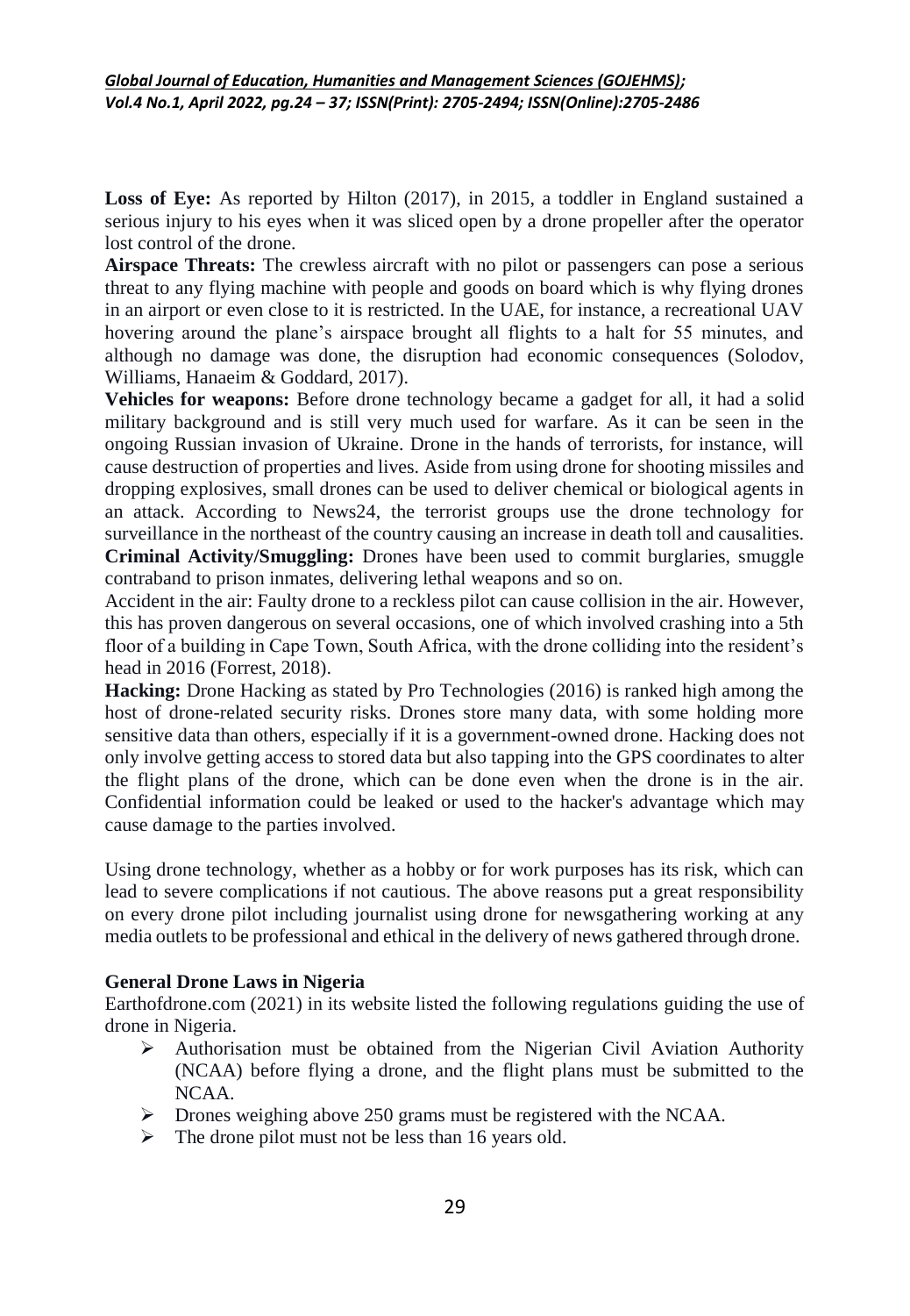**Loss of Eye:** As reported by Hilton (2017), in 2015, a toddler in England sustained a serious injury to his eyes when it was sliced open by a drone propeller after the operator lost control of the drone.

**Airspace Threats:** The crewless aircraft with no pilot or passengers can pose a serious threat to any flying machine with people and goods on board which is why flying drones in an airport or even close to it is restricted. In the UAE, for instance, a recreational UAV hovering around the plane's airspace brought all flights to a halt for 55 minutes, and although no damage was done, the disruption had economic consequences (Solodov, Williams, Hanaeim & Goddard, 2017).

**Vehicles for weapons:** Before drone technology became a gadget for all, it had a solid military background and is still very much used for warfare. As it can be seen in the ongoing Russian invasion of Ukraine. Drone in the hands of terrorists, for instance, will cause destruction of properties and lives. Aside from using drone for shooting missiles and dropping explosives, small drones can be used to deliver chemical or biological agents in an attack. According to News24, the terrorist groups use the drone technology for surveillance in the northeast of the country causing an increase in death toll and causalities.

**Criminal Activity/Smuggling:** Drones have been used to commit burglaries, smuggle contraband to prison inmates, delivering lethal weapons and so on.

Accident in the air: Faulty drone to a reckless pilot can cause collision in the air. However, this has proven dangerous on several occasions, one of which involved crashing into a 5th floor of a building in Cape Town, South Africa, with the drone colliding into the resident's head in 2016 (Forrest, 2018).

**Hacking:** Drone Hacking as stated by Pro Technologies (2016) is ranked high among the host of drone-related security risks. Drones store many data, with some holding more sensitive data than others, especially if it is a government-owned drone. Hacking does not only involve getting access to stored data but also tapping into the GPS coordinates to alter the flight plans of the drone, which can be done even when the drone is in the air. Confidential information could be leaked or used to the hacker's advantage which may cause damage to the parties involved.

Using drone technology, whether as a hobby or for work purposes has its risk, which can lead to severe complications if not cautious. The above reasons put a great responsibility on every drone pilot including journalist using drone for newsgathering working at any media outlets to be professional and ethical in the delivery of news gathered through drone.

### General Drone Laws in Nigeria

Earthofdrone.com (2021) in its website listed the following regulations guiding the use of drone in Nigeria.

- Authorisation must be obtained from the Nigerian Civil Aviation Authority (NCAA) before flying a drone, and the flight plans must be submitted to the NCAA.
- Drones weighing above 250 grams must be registered with the NCAA.
- The drone pilot must not be less than 16 years old.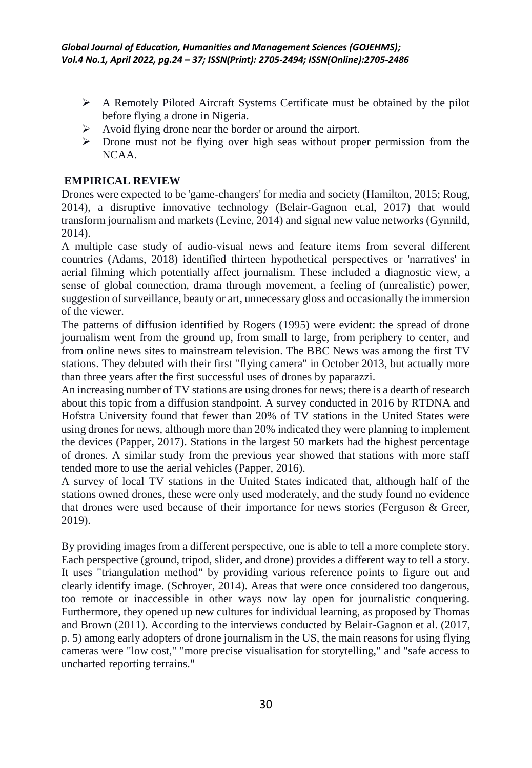- A Remotely Piloted Aircraft Systems Certificate must be obtained by the pilot before flying a drone in Nigeria.
- Avoid flying drone near the border or around the airport.
- Drone must not be flying over high seas without proper permission from the NCAA.

## EMPIRICAL REVIEW

Drones were expected to be 'game-changers' for media and society (Hamilton, 2015; Roug, 2014), a disruptive innovative technology (Belair-Gagnon et.al, 2017) that would transform journalism and markets (Levine, 2014) and signal new value networks (Gynnild, 2014).

A multiple case study of audio-visual news and feature items from several different countries (Adams, 2018) identified thirteen hypothetical perspectives or 'narratives' in aerial filming which potentially affect journalism. These included a diagnostic view, a sense of global connection, drama through movement, a feeling of (unrealistic) power, suggestion of surveillance, beauty or art, unnecessary gloss and occasionally the immersion of the viewer.

The patterns of diffusion identified by Rogers (1995) were evident: the spread of drone journalism went from the ground up, from small to large, from periphery to center, and from online news sites to mainstream television. The BBC News was among the first TV stations. They debuted with their first "flying camera" in October 2013, but actually more than three years after the first successful uses of drones by paparazzi.

An increasing number of TV stations are using drones for news; there is a dearth of research about this topic from a diffusion standpoint. A survey conducted in 2016 by RTDNA and Hofstra University found that fewer than 20% of TV stations in the United States were using drones for news, although more than 20% indicated they were planning to implement the devices (Papper, 2017). Stations in the largest 50 markets had the highest percentage of drones. A similar study from the previous year showed that stations with more staff tended more to use the aerial vehicles (Papper, 2016).

A survey of local TV stations in the United States indicated that, although half of the stations owned drones, these were only used moderately, and the study found no evidence that drones were used because of their importance for news stories (Ferguson & Greer, 2019).

By providing images from a different perspective, one is able to tell a more complete story. Each perspective (ground, tripod, slider, and drone) provides a different way to tell a story. It uses "triangulation method" by providing various reference points to figure out and clearly identify image. (Schroyer, 2014). Areas that were once considered too dangerous, too remote or inaccessible in other ways now lay open for journalistic conquering. Furthermore, they opened up new cultures for individual learning, as proposed by Thomas and Brown (2011). According to the interviews conducted by Belair-Gagnon et al. (2017, p. 5) among early adopters of drone journalism in the US, the main reasons for using flying cameras were "low cost," "more precise visualisation for storytelling," and "safe access to uncharted reporting terrains."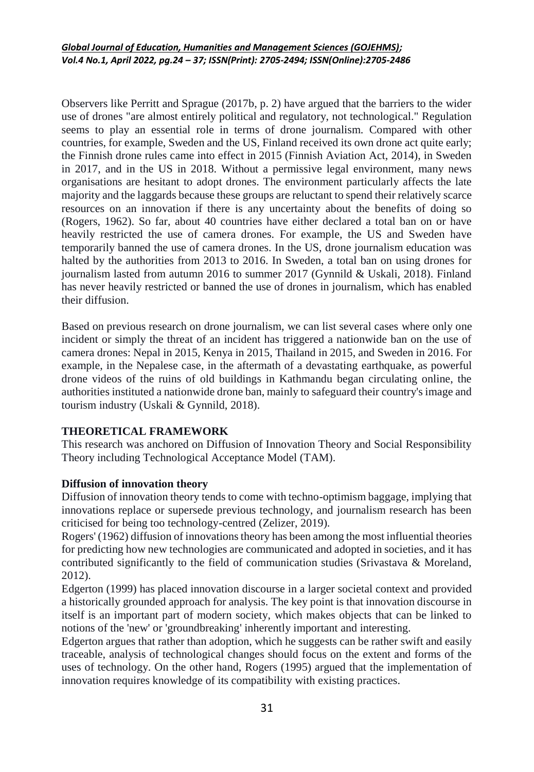Observers like Perritt and Sprague (2017b, p. 2) have argued that the barriers to the wider use of drones "are almost entirely political and regulatory, not technological." Regulation seems to play an essential role in terms of drone journalism. Compared with other countries, for example, Sweden and the US, Finland received its own drone act quite early; the Finnish drone rules came into effect in 2015 (Finnish Aviation Act, 2014), in Sweden in 2017, and in the US in 2018. Without a permissive legal environment, many news organisations are hesitant to adopt drones. The environment particularly affects the late majority and the laggards because these groups are reluctant to spend their relatively scarce resources on an innovation if there is any uncertainty about the benefits of doing so (Rogers, 1962). So far, about 40 countries have either declared a total ban on or have heavily restricted the use of camera drones. For example, the US and Sweden have temporarily banned the use of camera drones. In the US, drone journalism education was halted by the authorities from 2013 to 2016. In Sweden, a total ban on using drones for journalism lasted from autumn 2016 to summer 2017 (Gynnild & Uskali, 2018). Finland has never heavily restricted or banned the use of drones in journalism, which has enabled their diffusion.

Based on previous research on drone journalism, we can list several cases where only one incident or simply the threat of an incident has triggered a nationwide ban on the use of camera drones: Nepal in 2015, Kenya in 2015, Thailand in 2015, and Sweden in 2016. For example, in the Nepalese case, in the aftermath of a devastating earthquake, as powerful drone videos of the ruins of old buildings in Kathmandu began circulating online, the authorities instituted a nationwide drone ban, mainly to safeguard their country's image and tourism industry (Uskali & Gynnild, 2018).

## THEORETICAL FRAMEWORK

This research was anchored on Diffusion of Innovation Theory and Social Responsibility Theory including Technological Acceptance Model (TAM).

### Diffusion of innovation theory

Diffusion of innovation theory tends to come with techno-optimism baggage, implying that innovations replace or supersede previous technology, and journalism research has been criticised for being too technology-centred (Zelizer, 2019).

Rogers' (1962) diffusion of innovations theory has been among the most influential theories for predicting how new technologies are communicated and adopted in societies, and it has contributed significantly to the field of communication studies (Srivastava & Moreland, 2012).

Edgerton (1999) has placed innovation discourse in a larger societal context and provided a historically grounded approach for analysis. The key point is that innovation discourse in itself is an important part of modern society, which makes objects that can be linked to notions of the 'new' or 'groundbreaking' inherently important and interesting.

Edgerton argues that rather than adoption, which he suggests can be rather swift and easily traceable, analysis of technological changes should focus on the extent and forms of the uses of technology. On the other hand, Rogers (1995) argued that the implementation of innovation requires knowledge of its compatibility with existing practices.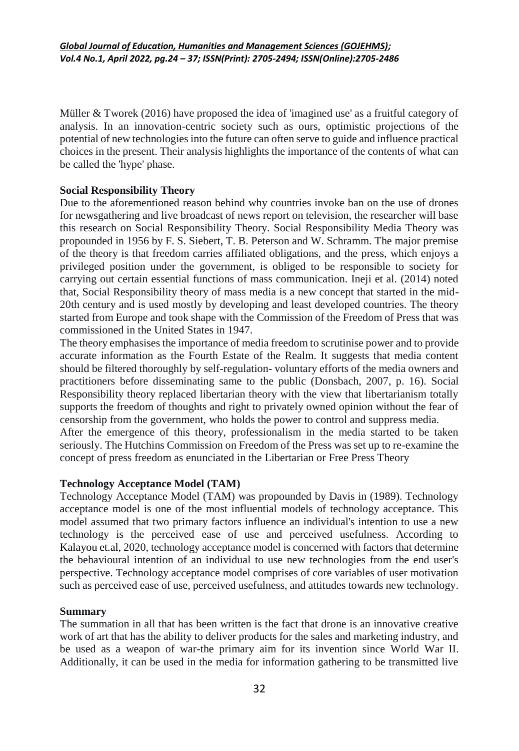Müller & Tworek (2016) have proposed the idea of 'imagined use' as a fruitful category of analysis. In an innovation-centric society such as ours, optimistic projections of the potential of new technologies into the future can often serve to guide and influence practical choices in the present. Their analysis highlights the importance of the contents of what can be called the 'hype' phase.

**Social Responsibility Theory**

Due to the aforementioned reason behind why countries invoke ban on the use of drones for newsgathering and live broadcast of news report on television, the researcher will base this research on Social Responsibility Theory. Social Responsibility Media Theory was propounded in 1956 by F. S. Siebert, T. B. Peterson and W. Schramm. The major premise of the theory is that freedom carries affiliated obligations, and the press, which enjoys a privileged position under the government, is obliged to be responsible to society for carrying out certain essential functions of mass communication. Ineji et al. (2014) noted that, Social Responsibility theory of mass media is a new concept that started in the mid-20th century and is used mostly by developing and least developed countries. The theory started from Europe and took shape with the Commission of the Freedom of Press that was commissioned in the United States in 1947.

The theory emphasises the importance of media freedom to scrutinise power and to provide accurate information as the Fourth Estate of the Realm. It suggests that media content should be filtered thoroughly by self-regulation- voluntary efforts of the media owners and practitioners before disseminating same to the public (Donsbach, 2007, p. 16). Social Responsibility theory replaced libertarian theory with the view that libertarianism totally supports the freedom of thoughts and right to privately owned opinion without the fear of censorship from the government, who holds the power to control and suppress media.

After the emergence of this theory, professionalism in the media started to be taken seriously. The Hutchins Commission on Freedom of the Press was set up to re-examine the concept of press freedom as enunciated in the Libertarian or Free Press Theory

**Technology Acceptance Model (TAM)**

Technology Acceptance Model (TAM) was propounded by Davis in (1989). Technology acceptance model is one of the most influential models of technology acceptance. This model assumed that two primary factors influence an individual's intention to use a new technology is the perceived ease of use and perceived usefulness. According to Kalayou et.al, 2020, technology acceptance model is concerned with factors that determine the behavioural intention of an individual to use new technologies from the end user's perspective. Technology acceptance model comprises of core variables of user motivation such as perceived ease of use, perceived usefulness, and attitudes towards new technology.

**Summary**

The summation in all that has been written is the fact that drone is an innovative creative work of art that has the ability to deliver products for the sales and marketing industry, and be used as a weapon of war-the primary aim for its invention since World War II. Additionally, it can be used in the media for information gathering to be transmitted live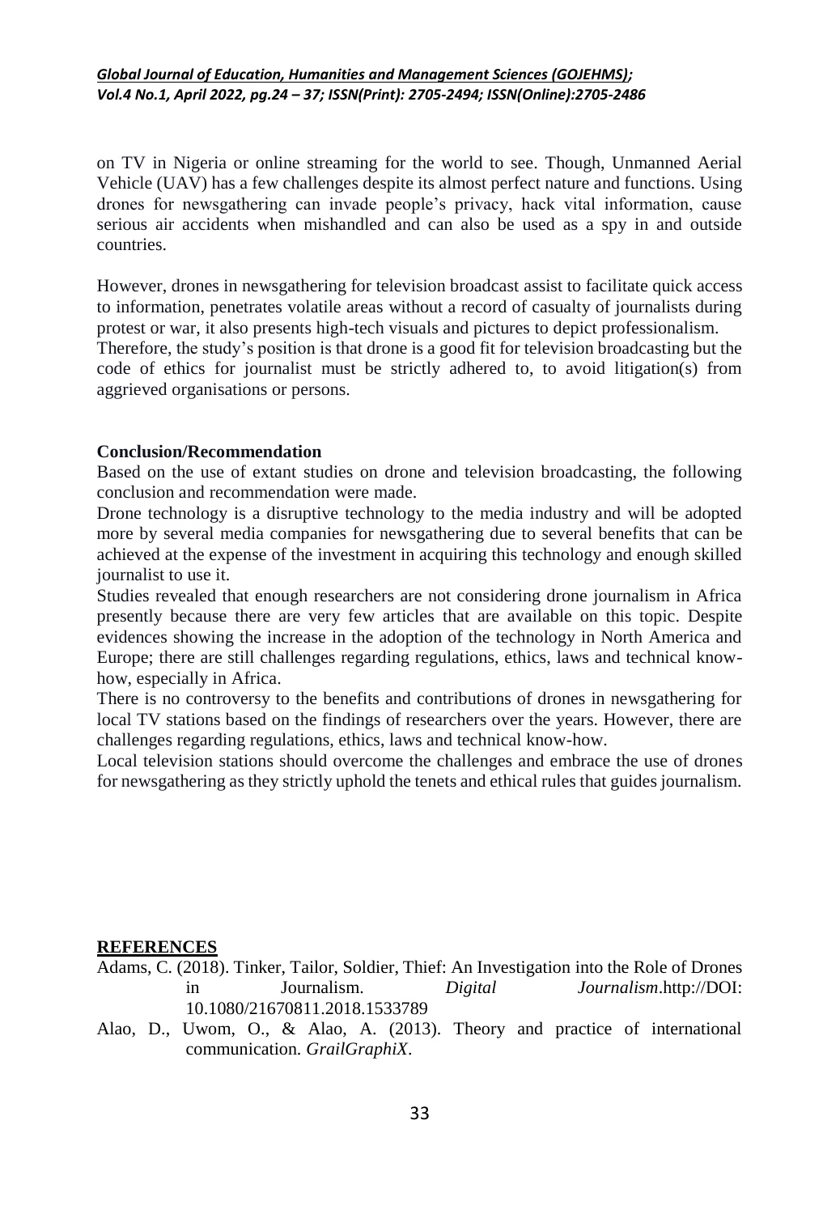on TV in Nigeria or online streaming for the world to see. Though, Unmanned Aerial Vehicle (UAV) has a few challenges despite its almost perfect nature and functions. Using drones for newsgathering can invade people's privacy, hack vital information, cause serious air accidents when mishandled and can also be used as a spy in and outside countries.

However, drones in newsgathering for television broadcast assist to facilitate quick access to information, penetrates volatile areas without a record of casualty of journalists during protest or war, it also presents high-tech visuals and pictures to depict professionalism. Therefore, the study's position is that drone is a good fit for television broadcasting but the code of ethics for journalist must be strictly adhered to, to avoid litigation(s) from aggrieved organisations or persons.

## Conclusion/Recommendation

Based on the use of extant studies on drone and television broadcasting, the following conclusion and recommendation were made.

Drone technology is a disruptive technology to the media industry and will be adopted more by several media companies for newsgathering due to several benefits that can be achieved at the expense of the investment in acquiring this technology and enough skilled journalist to use it.

Studies revealed that enough researchers are not considering drone journalism in Africa presently because there are very few articles that are available on this topic. Despite evidences showing the increase in the adoption of the technology in North America and Europe; there are still challenges regarding regulations, ethics, laws and technical know-how, especially in Africa.

There is no controversy to the benefits and contributions of drones in newsgathering for local TV stations based on the findings of researchers over the years. However, there are challenges regarding regulations, ethics, laws and technical know-how.

Local television stations should overcome the challenges and embrace the use of drones for newsgathering as they strictly uphold the tenets and ethical rules that guides journalism.

## REFERENCES

Adams, C. (2018). Tinker, Tailor, Soldier, Thief: An Investigation into the Role of Drones in Journalism. *Digital Journalism*.http://DOI: 10.1080/21670811.2018.1533789

Alao, D., Uwom, O., & Alao, A. (2013). Theory and practice of international communication. *GrailGraphiX*.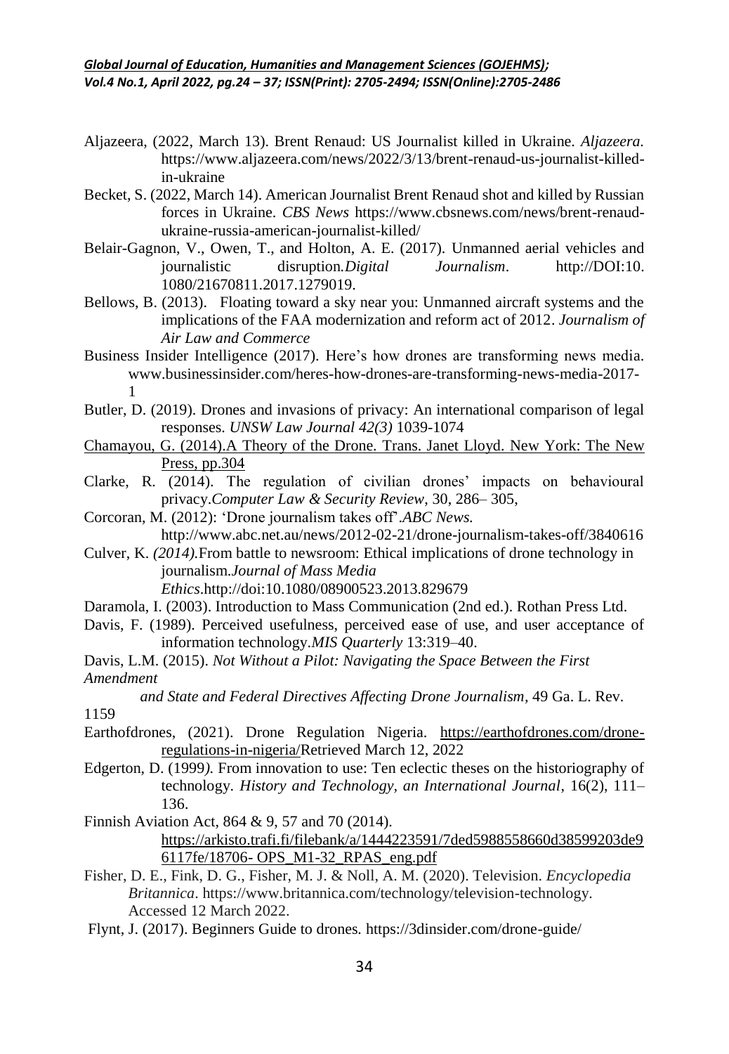Aljazeera, (2022, March 13). Brent Renaud: US Journalist killed in Ukraine. *Aljazeera.* https://www.aljazeera.com/news/2022/3/13/brent-renaud-us-journalist-killed-in-ukraine

Becket, S. (2022, March 14). American Journalist Brent Renaud shot and killed by Russian forces in Ukraine. *CBS News* https://www.cbsnews.com/news/brent-renaud-ukraine-russia-american-journalist-killed/

Belair-Gagnon, V., Owen, T., and Holton, A. E. (2017). Unmanned aerial vehicles and journalistic disruption.*Digital Journalism*. http://DOI:10.1080/21670811.2017.1279019.

Bellows, B. (2013). Floating toward a sky near you: Unmanned aircraft systems and the implications of the FAA modernization and reform act of 2012. *Journalism of Air Law and Commerce*

Business Insider Intelligence (2017). Here's how drones are transforming news media. www.businessinsider.com/heres-how-drones-are-transforming-news-media-2017-1

Butler, D. (2019). Drones and invasions of privacy: An international comparison of legal responses. *UNSW Law Journal 42(3)* 1039-1074

Chamayou, G. (2014).A Theory of the Drone. Trans. Janet Lloyd. New York: The New Press, pp.304

Clarke, R. (2014). The regulation of civilian drones' impacts on behavioural privacy.*Computer Law & Security Review*, 30, 286– 305,

Corcoran, M. (2012): 'Drone journalism takes off'.*ABC News.* http://www.abc.net.au/news/2012-02-21/drone-journalism-takes-off/3840616

Culver, K. *(2014).*From battle to newsroom: Ethical implications of drone technology in journalism.*Journal of Mass Media Ethics*.http://doi:10.1080/08900523.2013.829679

Daramola, I. (2003). Introduction to Mass Communication (2nd ed.). Rothan Press Ltd.

Davis, F. (1989). Perceived usefulness, perceived ease of use, and user acceptance of information technology.*MIS Quarterly* 13:319–40.

Davis, L.M. (2015). *Not Without a Pilot: Navigating the Space Between the First Amendment and State and Federal Directives Affecting Drone Journalism*, 49 Ga. L. Rev. 1159

Earthofdrones, (2021). Drone Regulation Nigeria. https://earthofdrones.com/drone-regulations-in-nigeria/Retrieved March 12, 2022

Edgerton, D. (1999*).* From innovation to use: Ten eclectic theses on the historiography of technology. *History and Technology, an International Journal*, 16(2), 111–136.

Finnish Aviation Act, 864 & 9, 57 and 70 (2014). https://arkisto.trafi.fi/filebank/a/1444223591/7ded5988558660d38599203de96117fe/18706- OPS_M1-32_RPAS_eng.pdf

Fisher, D. E., Fink, D. G., Fisher, M. J. & Noll, A. M. (2020). Television. *Encyclopedia Britannica*. https://www.britannica.com/technology/television-technology. Accessed 12 March 2022.

Flynt, J. (2017). Beginners Guide to drones*.* https://3dinsider.com/drone-guide/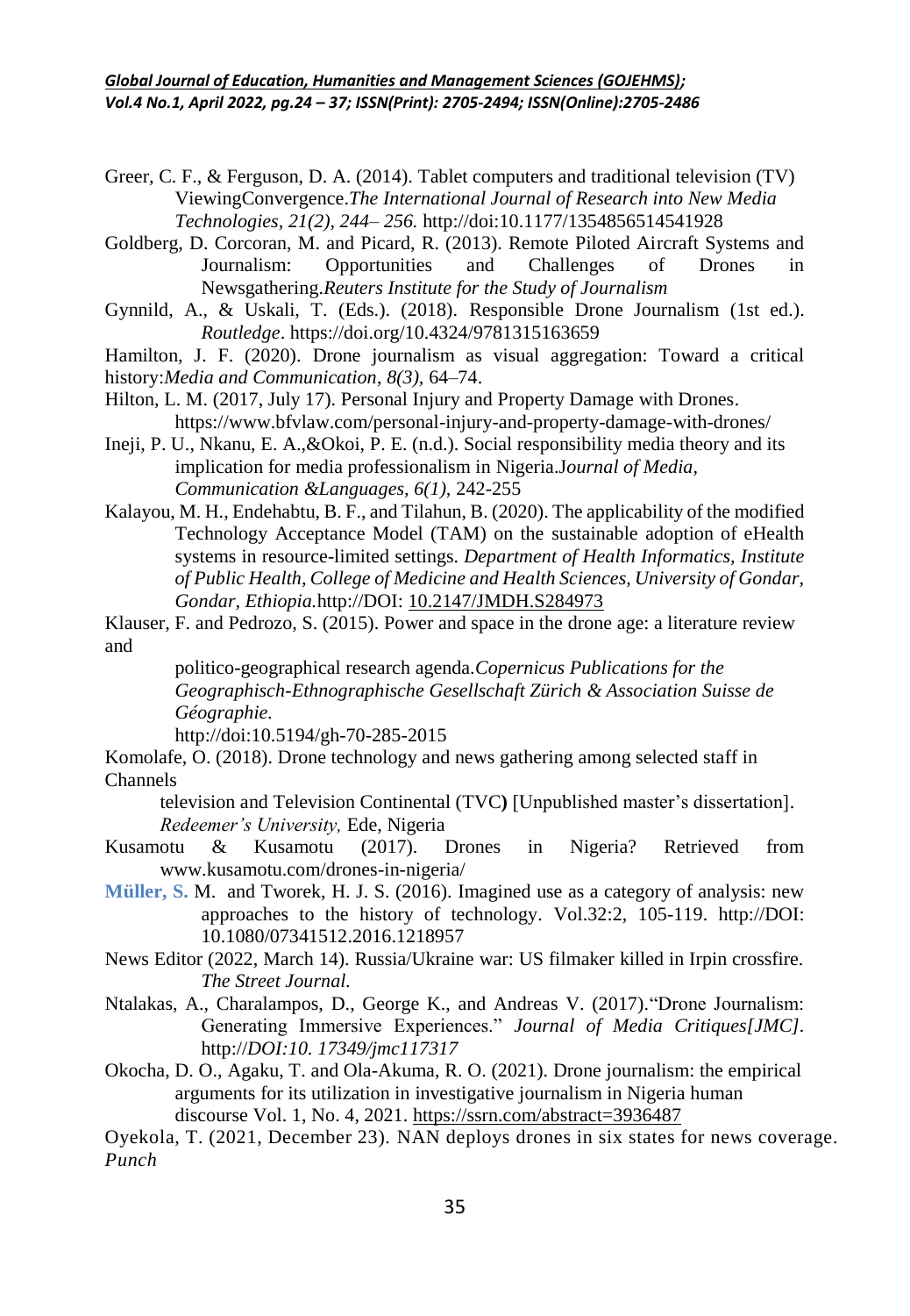Greer, C. F., & Ferguson, D. A. (2014). Tablet computers and traditional television (TV) ViewingConvergence.*The International Journal of Research into New Media Technologies, 21(2), 244– 256.* http://doi:10.1177/1354856514541928

Goldberg, D. Corcoran, M. and Picard, R. (2013). Remote Piloted Aircraft Systems and Journalism: Opportunities and Challenges of Drones in Newsgathering.*Reuters Institute for the Study of Journalism*

Gynnild, A., & Uskali, T. (Eds.). (2018). Responsible Drone Journalism (1st ed.). *Routledge*. https://doi.org/10.4324/9781315163659

Hamilton, J. F. (2020). Drone journalism as visual aggregation: Toward a critical history:*Media and Communication*, *8(3),* 64–74.

Hilton, L. M. (2017, July 17). Personal Injury and Property Damage with Drones. https://www.bfvlaw.com/personal-injury-and-property-damage-with-drones/

Ineji, P. U., Nkanu, E. A.,&Okoi, P. E. (n.d.). Social responsibility media theory and its implication for media professionalism in Nigeria.J*ournal of Media, Communication &Languages, 6(1),* 242-255

Kalayou, M. H., Endehabtu, B. F., and Tilahun, B. (2020). The applicability of the modified Technology Acceptance Model (TAM) on the sustainable adoption of eHealth systems in resource-limited settings. *Department of Health Informatics, Institute of Public Health, College of Medicine and Health Sciences, University of Gondar, Gondar, Ethiopia.*http://DOI: 10.2147/JMDH.S284973

Klauser, F. and Pedrozo, S. (2015). Power and space in the drone age: a literature review and politico-geographical research agenda.*Copernicus Publications for the Geographisch-Ethnographische Gesellschaft Zürich & Association Suisse de Géographie.* http://doi:10.5194/gh-70-285-2015

Komolafe, O. (2018). Drone technology and news gathering among selected staff in Channels television and Television Continental (TVC**)** [Unpublished master's dissertation]. *Redeemer's University,* Ede, Nigeria

Kusamotu & Kusamotu (2017). Drones in Nigeria? Retrieved from www.kusamotu.com/drones-in-nigeria/

Müller, S. M. and Tworek, H. J. S. (2016). Imagined use as a category of analysis: new approaches to the history of technology. Vol.32:2, 105-119. http://DOI: 10.1080/07341512.2016.1218957

News Editor (2022, March 14). Russia/Ukraine war: US filmaker killed in Irpin crossfire. *The Street Journal.*

Ntalakas, A., Charalampos, D., George K., and Andreas V. (2017)."Drone Journalism: Generating Immersive Experiences." *Journal of Media Critiques[JMC].* http://*DOI:10. 17349/jmc117317*

Okocha, D. O., Agaku, T. and Ola-Akuma, R. O. (2021). Drone journalism: the empirical arguments for its utilization in investigative journalism in Nigeria human discourse Vol. 1, No. 4, 2021. https://ssrn.com/abstract=3936487

Oyekola, T. (2021, December 23). NAN deploys drones in six states for news coverage. *Punch*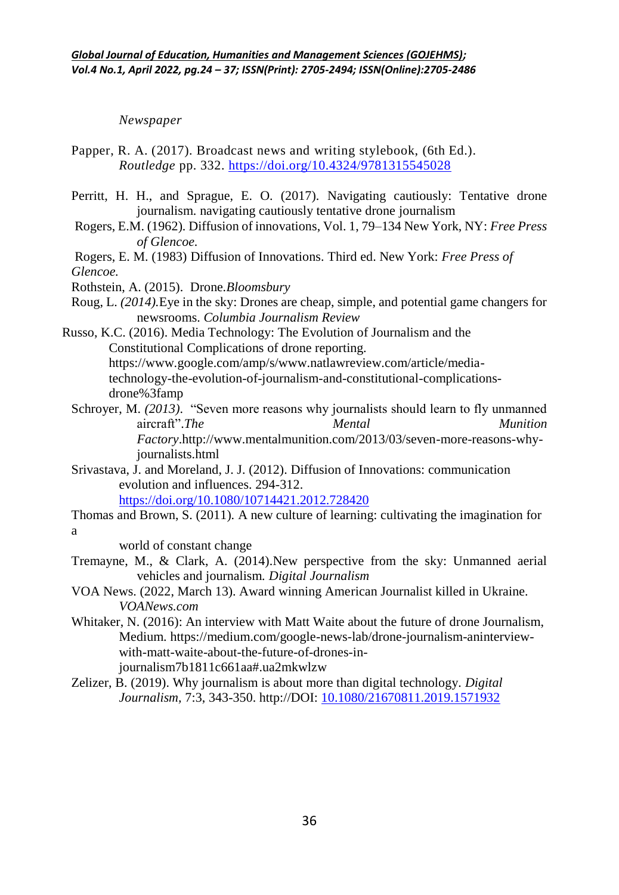*Newspaper*

Papper, R. A. (2017). Broadcast news and writing stylebook, (6th Ed.). *Routledge* pp. 332. https://doi.org/10.4324/9781315545028

Perritt, H. H., and Sprague, E. O. (2017). Navigating cautiously: Tentative drone journalism. navigating cautiously tentative drone journalism

Rogers, E.M. (1962). Diffusion of innovations, Vol. 1, 79–134 New York, NY: *Free Press of Glencoe.*

Rogers, E. M. (1983) Diffusion of Innovations. Third ed. New York: *Free Press of Glencoe.*

Rothstein, A. (2015). Drone.*Bloomsbury*

Roug, L. *(2014).*Eye in the sky: Drones are cheap, simple, and potential game changers for newsrooms. *Columbia Journalism Review*

Russo, K.C. (2016). Media Technology: The Evolution of Journalism and the Constitutional Complications of drone reporting. https://www.google.com/amp/s/www.natlawreview.com/article/media-technology-the-evolution-of-journalism-and-constitutional-complications-drone%3famp

Schroyer, M. *(2013)*. "Seven more reasons why journalists should learn to fly unmanned aircraft".*The Mental Munition Factory*.http://www.mentalmunition.com/2013/03/seven-more-reasons-why-journalists.html

Srivastava, J. and Moreland, J. J. (2012). Diffusion of Innovations: communication evolution and influences. 294-312. https://doi.org/10.1080/10714421.2012.728420

Thomas and Brown, S. (2011). A new culture of learning: cultivating the imagination for a world of constant change

Tremayne, M., & Clark, A. (2014).New perspective from the sky: Unmanned aerial vehicles and journalism. *Digital Journalism*

VOA News. (2022, March 13). Award winning American Journalist killed in Ukraine. *VOANews.com*

Whitaker, N. (2016): An interview with Matt Waite about the future of drone Journalism, Medium. https://medium.com/google-news-lab/drone-journalism-aninterview-with-matt-waite-about-the-future-of-drones-in-journalism7b1811c661aa#.ua2mkwlzw

Zelizer, B. (2019). Why journalism is about more than digital technology. *Digital Journalism*, 7:3, 343-350. http://DOI: 10.1080/21670811.2019.1571932